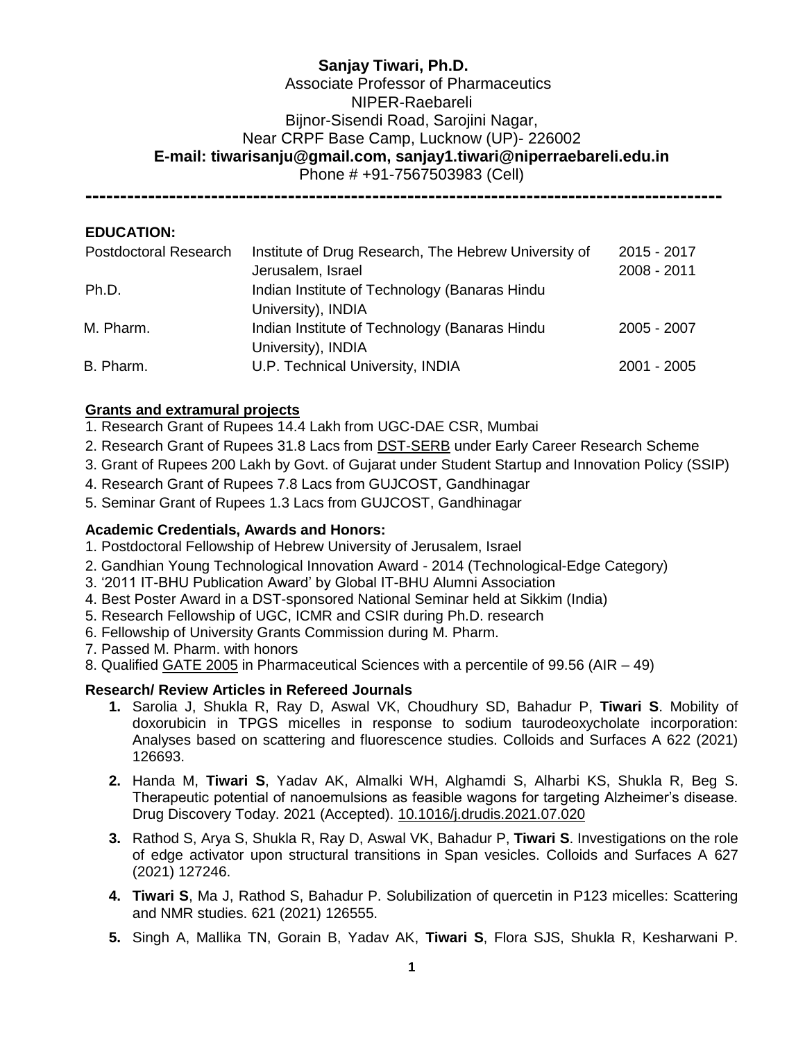**Sanjay Tiwari, Ph.D.**
Associate Professor of Pharmaceutics
NIPER-Raebareli
Bijnor-Sisendi Road, Sarojini Nagar,
Near CRPF Base Camp, Lucknow (UP)- 226002
**E-mail: tiwarisanju@gmail.com, sanjay1.tiwari@niperraebareli.edu.in**
Phone # +91-7567503983 (Cell)

---

**EDUCATION:**

| | | |
|---|---|---|
| Postdoctoral Research | Institute of Drug Research, The Hebrew University of Jerusalem, Israel | 2015 - 2017 |
| Ph.D. | Indian Institute of Technology (Banaras Hindu University), INDIA | 2008 - 2011 |
| M. Pharm. | Indian Institute of Technology (Banaras Hindu University), INDIA | 2005 - 2007 |
| B. Pharm. | U.P. Technical University, INDIA | 2001 - 2005 |

**Grants and extramural projects**

1. Research Grant of Rupees 14.4 Lakh from UGC-DAE CSR, Mumbai
2. Research Grant of Rupees 31.8 Lacs from DST-SERB under Early Career Research Scheme
3. Grant of Rupees 200 Lakh by Govt. of Gujarat under Student Startup and Innovation Policy (SSIP)
4. Research Grant of Rupees 7.8 Lacs from GUJCOST, Gandhinagar
5. Seminar Grant of Rupees 1.3 Lacs from GUJCOST, Gandhinagar

**Academic Credentials, Awards and Honors:**

1. Postdoctoral Fellowship of Hebrew University of Jerusalem, Israel
2. Gandhian Young Technological Innovation Award - 2014 (Technological-Edge Category)
3. '2011 IT-BHU Publication Award' by Global IT-BHU Alumni Association
4. Best Poster Award in a DST-sponsored National Seminar held at Sikkim (India)
5. Research Fellowship of UGC, ICMR and CSIR during Ph.D. research
6. Fellowship of University Grants Commission during M. Pharm.
7. Passed M. Pharm. with honors
8. Qualified GATE 2005 in Pharmaceutical Sciences with a percentile of 99.56 (AIR – 49)

**Research/ Review Articles in Refereed Journals**

1. Sarolia J, Shukla R, Ray D, Aswal VK, Choudhury SD, Bahadur P, **Tiwari S**. Mobility of doxorubicin in TPGS micelles in response to sodium taurodeoxycholate incorporation: Analyses based on scattering and fluorescence studies. Colloids and Surfaces A 622 (2021) 126693.
2. Handa M, **Tiwari S**, Yadav AK, Almalki WH, Alghamdi S, Alharbi KS, Shukla R, Beg S. Therapeutic potential of nanoemulsions as feasible wagons for targeting Alzheimer's disease. Drug Discovery Today. 2021 (Accepted). 10.1016/j.drudis.2021.07.020
3. Rathod S, Arya S, Shukla R, Ray D, Aswal VK, Bahadur P, **Tiwari S**. Investigations on the role of edge activator upon structural transitions in Span vesicles. Colloids and Surfaces A 627 (2021) 127246.
4. **Tiwari S**, Ma J, Rathod S, Bahadur P. Solubilization of quercetin in P123 micelles: Scattering and NMR studies. 621 (2021) 126555.
5. Singh A, Mallika TN, Gorain B, Yadav AK, **Tiwari S**, Flora SJS, Shukla R, Kesharwani P.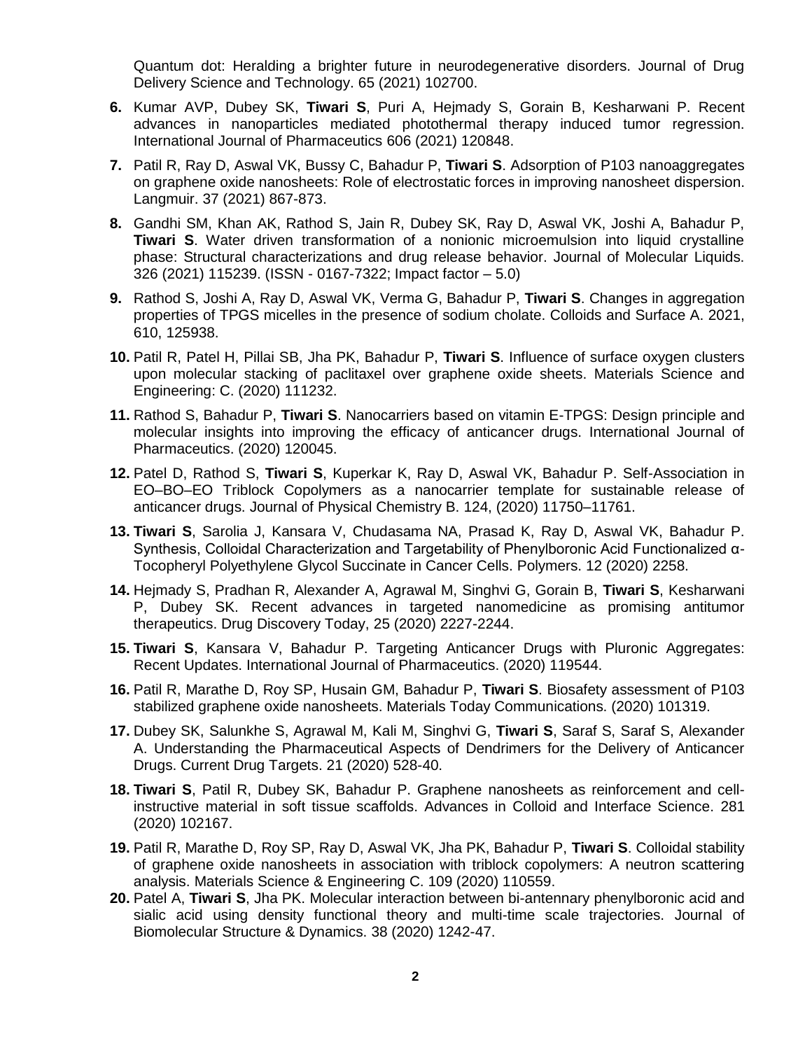Quantum dot: Heralding a brighter future in neurodegenerative disorders. Journal of Drug Delivery Science and Technology. 65 (2021) 102700.

6. Kumar AVP, Dubey SK, **Tiwari S**, Puri A, Hejmady S, Gorain B, Kesharwani P. Recent advances in nanoparticles mediated photothermal therapy induced tumor regression. International Journal of Pharmaceutics 606 (2021) 120848.

7. Patil R, Ray D, Aswal VK, Bussy C, Bahadur P, **Tiwari S**. Adsorption of P103 nanoaggregates on graphene oxide nanosheets: Role of electrostatic forces in improving nanosheet dispersion. Langmuir. 37 (2021) 867-873.

8. Gandhi SM, Khan AK, Rathod S, Jain R, Dubey SK, Ray D, Aswal VK, Joshi A, Bahadur P, **Tiwari S**. Water driven transformation of a nonionic microemulsion into liquid crystalline phase: Structural characterizations and drug release behavior. Journal of Molecular Liquids. 326 (2021) 115239. (ISSN - 0167-7322; Impact factor – 5.0)

9. Rathod S, Joshi A, Ray D, Aswal VK, Verma G, Bahadur P, **Tiwari S**. Changes in aggregation properties of TPGS micelles in the presence of sodium cholate. Colloids and Surface A. 2021, 610, 125938.

10. Patil R, Patel H, Pillai SB, Jha PK, Bahadur P, **Tiwari S**. Influence of surface oxygen clusters upon molecular stacking of paclitaxel over graphene oxide sheets. Materials Science and Engineering: C. (2020) 111232.

11. Rathod S, Bahadur P, **Tiwari S**. Nanocarriers based on vitamin E-TPGS: Design principle and molecular insights into improving the efficacy of anticancer drugs. International Journal of Pharmaceutics. (2020) 120045.

12. Patel D, Rathod S, **Tiwari S**, Kuperkar K, Ray D, Aswal VK, Bahadur P. Self-Association in EO–BO–EO Triblock Copolymers as a nanocarrier template for sustainable release of anticancer drugs. Journal of Physical Chemistry B. 124, (2020) 11750–11761.

13. **Tiwari S**, Sarolia J, Kansara V, Chudasama NA, Prasad K, Ray D, Aswal VK, Bahadur P. Synthesis, Colloidal Characterization and Targetability of Phenylboronic Acid Functionalized α-Tocopheryl Polyethylene Glycol Succinate in Cancer Cells. Polymers. 12 (2020) 2258.

14. Hejmady S, Pradhan R, Alexander A, Agrawal M, Singhvi G, Gorain B, **Tiwari S**, Kesharwani P, Dubey SK. Recent advances in targeted nanomedicine as promising antitumor therapeutics. Drug Discovery Today, 25 (2020) 2227-2244.

15. **Tiwari S**, Kansara V, Bahadur P. Targeting Anticancer Drugs with Pluronic Aggregates: Recent Updates. International Journal of Pharmaceutics. (2020) 119544.

16. Patil R, Marathe D, Roy SP, Husain GM, Bahadur P, **Tiwari S**. Biosafety assessment of P103 stabilized graphene oxide nanosheets. Materials Today Communications. (2020) 101319.

17. Dubey SK, Salunkhe S, Agrawal M, Kali M, Singhvi G, **Tiwari S**, Saraf S, Saraf S, Alexander A. Understanding the Pharmaceutical Aspects of Dendrimers for the Delivery of Anticancer Drugs. Current Drug Targets. 21 (2020) 528-40.

18. **Tiwari S**, Patil R, Dubey SK, Bahadur P. Graphene nanosheets as reinforcement and cell-instructive material in soft tissue scaffolds. Advances in Colloid and Interface Science. 281 (2020) 102167.

19. Patil R, Marathe D, Roy SP, Ray D, Aswal VK, Jha PK, Bahadur P, **Tiwari S**. Colloidal stability of graphene oxide nanosheets in association with triblock copolymers: A neutron scattering analysis. Materials Science & Engineering C. 109 (2020) 110559.

20. Patel A, **Tiwari S**, Jha PK. Molecular interaction between bi-antennary phenylboronic acid and sialic acid using density functional theory and multi-time scale trajectories. Journal of Biomolecular Structure & Dynamics. 38 (2020) 1242-47.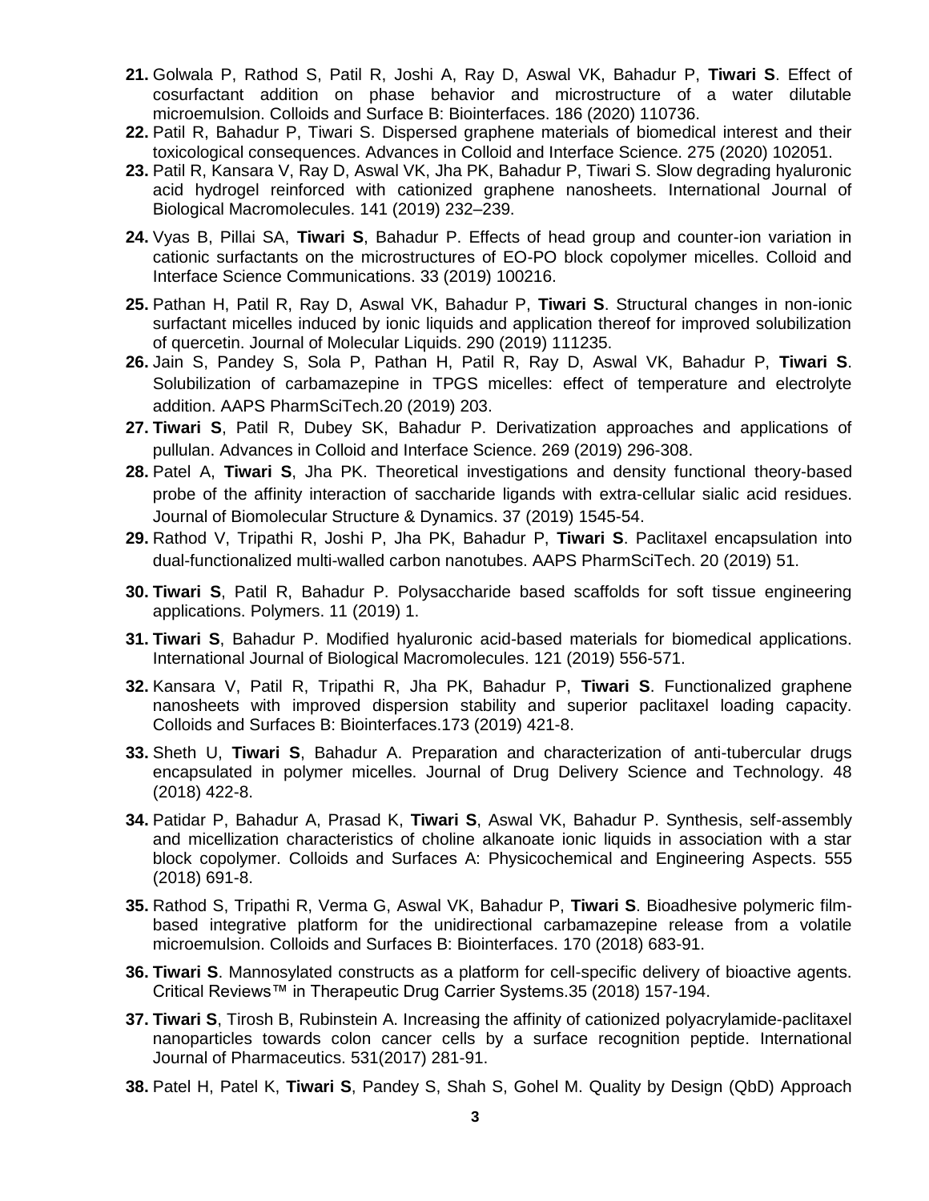21. Golwala P, Rathod S, Patil R, Joshi A, Ray D, Aswal VK, Bahadur P, **Tiwari S**. Effect of cosurfactant addition on phase behavior and microstructure of a water dilutable microemulsion. Colloids and Surface B: Biointerfaces. 186 (2020) 110736.
22. Patil R, Bahadur P, Tiwari S. Dispersed graphene materials of biomedical interest and their toxicological consequences. Advances in Colloid and Interface Science. 275 (2020) 102051.
23. Patil R, Kansara V, Ray D, Aswal VK, Jha PK, Bahadur P, Tiwari S. Slow degrading hyaluronic acid hydrogel reinforced with cationized graphene nanosheets. International Journal of Biological Macromolecules. 141 (2019) 232–239.
24. Vyas B, Pillai SA, **Tiwari S**, Bahadur P. Effects of head group and counter-ion variation in cationic surfactants on the microstructures of EO-PO block copolymer micelles. Colloid and Interface Science Communications. 33 (2019) 100216.
25. Pathan H, Patil R, Ray D, Aswal VK, Bahadur P, **Tiwari S**. Structural changes in non-ionic surfactant micelles induced by ionic liquids and application thereof for improved solubilization of quercetin. Journal of Molecular Liquids. 290 (2019) 111235.
26. Jain S, Pandey S, Sola P, Pathan H, Patil R, Ray D, Aswal VK, Bahadur P, **Tiwari S**. Solubilization of carbamazepine in TPGS micelles: effect of temperature and electrolyte addition. AAPS PharmSciTech.20 (2019) 203.
27. **Tiwari S**, Patil R, Dubey SK, Bahadur P. Derivatization approaches and applications of pullulan. Advances in Colloid and Interface Science. 269 (2019) 296-308.
28. Patel A, **Tiwari S**, Jha PK. Theoretical investigations and density functional theory-based probe of the affinity interaction of saccharide ligands with extra-cellular sialic acid residues. Journal of Biomolecular Structure & Dynamics. 37 (2019) 1545-54.
29. Rathod V, Tripathi R, Joshi P, Jha PK, Bahadur P, **Tiwari S**. Paclitaxel encapsulation into dual-functionalized multi-walled carbon nanotubes. AAPS PharmSciTech. 20 (2019) 51.
30. **Tiwari S**, Patil R, Bahadur P. Polysaccharide based scaffolds for soft tissue engineering applications. Polymers. 11 (2019) 1.
31. **Tiwari S**, Bahadur P. Modified hyaluronic acid-based materials for biomedical applications. International Journal of Biological Macromolecules. 121 (2019) 556-571.
32. Kansara V, Patil R, Tripathi R, Jha PK, Bahadur P, **Tiwari S**. Functionalized graphene nanosheets with improved dispersion stability and superior paclitaxel loading capacity. Colloids and Surfaces B: Biointerfaces.173 (2019) 421-8.
33. Sheth U, **Tiwari S**, Bahadur A. Preparation and characterization of anti-tubercular drugs encapsulated in polymer micelles. Journal of Drug Delivery Science and Technology. 48 (2018) 422-8.
34. Patidar P, Bahadur A, Prasad K, **Tiwari S**, Aswal VK, Bahadur P. Synthesis, self-assembly and micellization characteristics of choline alkanoate ionic liquids in association with a star block copolymer. Colloids and Surfaces A: Physicochemical and Engineering Aspects. 555 (2018) 691-8.
35. Rathod S, Tripathi R, Verma G, Aswal VK, Bahadur P, **Tiwari S**. Bioadhesive polymeric film-based integrative platform for the unidirectional carbamazepine release from a volatile microemulsion. Colloids and Surfaces B: Biointerfaces. 170 (2018) 683-91.
36. **Tiwari S**. Mannosylated constructs as a platform for cell-specific delivery of bioactive agents. Critical Reviews™ in Therapeutic Drug Carrier Systems.35 (2018) 157-194.
37. **Tiwari S**, Tirosh B, Rubinstein A. Increasing the affinity of cationized polyacrylamide-paclitaxel nanoparticles towards colon cancer cells by a surface recognition peptide. International Journal of Pharmaceutics. 531(2017) 281-91.
38. Patel H, Patel K, **Tiwari S**, Pandey S, Shah S, Gohel M. Quality by Design (QbD) Approach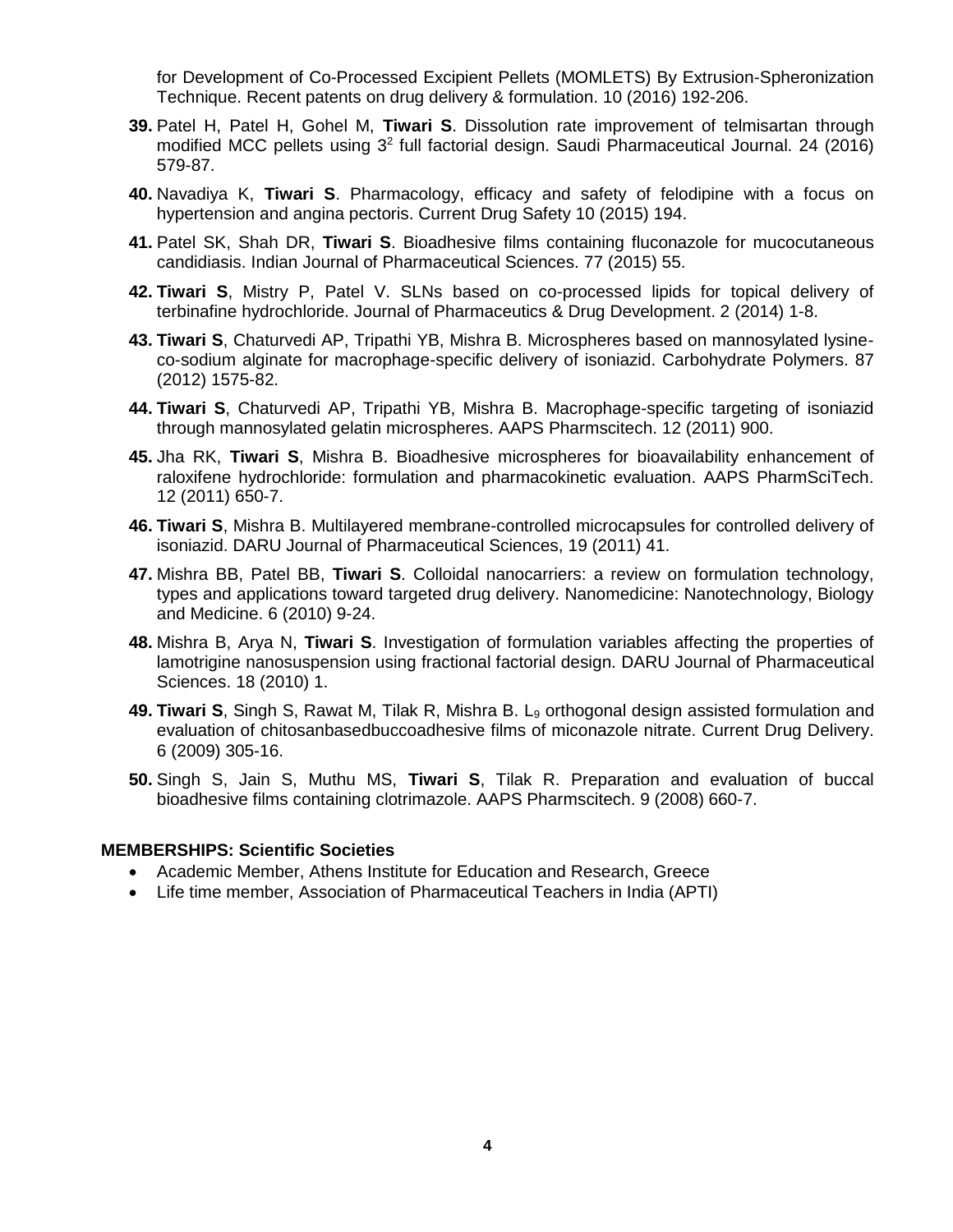for Development of Co-Processed Excipient Pellets (MOMLETS) By Extrusion-Spheronization Technique. Recent patents on drug delivery & formulation. 10 (2016) 192-206.

39. Patel H, Patel H, Gohel M, **Tiwari S**. Dissolution rate improvement of telmisartan through modified MCC pellets using $3^2$ full factorial design. Saudi Pharmaceutical Journal. 24 (2016) 579-87.

40. Navadiya K, **Tiwari S**. Pharmacology, efficacy and safety of felodipine with a focus on hypertension and angina pectoris. Current Drug Safety 10 (2015) 194.

41. Patel SK, Shah DR, **Tiwari S**. Bioadhesive films containing fluconazole for mucocutaneous candidiasis. Indian Journal of Pharmaceutical Sciences. 77 (2015) 55.

42. **Tiwari S**, Mistry P, Patel V. SLNs based on co-processed lipids for topical delivery of terbinafine hydrochloride. Journal of Pharmaceutics & Drug Development. 2 (2014) 1-8.

43. **Tiwari S**, Chaturvedi AP, Tripathi YB, Mishra B. Microspheres based on mannosylated lysine-co-sodium alginate for macrophage-specific delivery of isoniazid. Carbohydrate Polymers. 87 (2012) 1575-82.

44. **Tiwari S**, Chaturvedi AP, Tripathi YB, Mishra B. Macrophage-specific targeting of isoniazid through mannosylated gelatin microspheres. AAPS Pharmscitech. 12 (2011) 900.

45. Jha RK, **Tiwari S**, Mishra B. Bioadhesive microspheres for bioavailability enhancement of raloxifene hydrochloride: formulation and pharmacokinetic evaluation. AAPS PharmSciTech. 12 (2011) 650-7.

46. **Tiwari S**, Mishra B. Multilayered membrane-controlled microcapsules for controlled delivery of isoniazid. DARU Journal of Pharmaceutical Sciences, 19 (2011) 41.

47. Mishra BB, Patel BB, **Tiwari S**. Colloidal nanocarriers: a review on formulation technology, types and applications toward targeted drug delivery. Nanomedicine: Nanotechnology, Biology and Medicine. 6 (2010) 9-24.

48. Mishra B, Arya N, **Tiwari S**. Investigation of formulation variables affecting the properties of lamotrigine nanosuspension using fractional factorial design. DARU Journal of Pharmaceutical Sciences. 18 (2010) 1.

49. **Tiwari S**, Singh S, Rawat M, Tilak R, Mishra B. $L_9$ orthogonal design assisted formulation and evaluation of chitosanbasedbuccoadhesive films of miconazole nitrate. Current Drug Delivery. 6 (2009) 305-16.

50. Singh S, Jain S, Muthu MS, **Tiwari S**, Tilak R. Preparation and evaluation of buccal bioadhesive films containing clotrimazole. AAPS Pharmscitech. 9 (2008) 660-7.

**MEMBERSHIPS: Scientific Societies**

- Academic Member, Athens Institute for Education and Research, Greece
- Life time member, Association of Pharmaceutical Teachers in India (APTI)